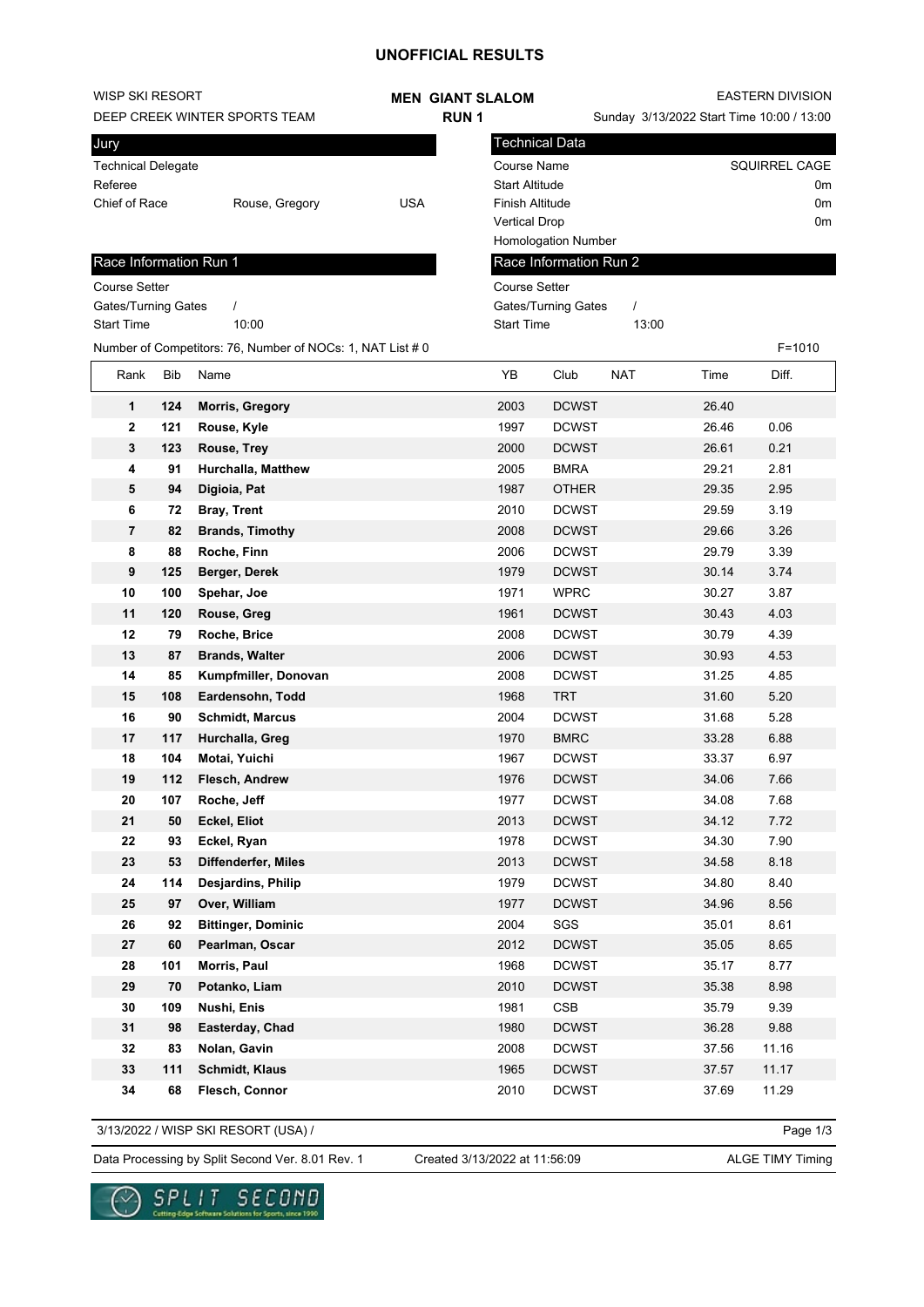# UNOFFICIAL RESULTS

WISP SKI RESORT
DEEP CREEK WINTER SPORTS TEAM

**MEN GIANT SLALOM**
**RUN 1**

EASTERN DIVISION
Sunday 3/13/2022 Start Time 10:00 / 13:00

## Jury

| | | |
|---|---|---|
| Technical Delegate | | |
| Referee | | |
| Chief of Race | Rouse, Gregory | USA |

## Technical Data

| | |
|---|---|
| Course Name | SQUIRREL CAGE |
| Start Altitude | 0m |
| Finish Altitude | 0m |
| Vertical Drop | 0m |
| Homologation Number | |

## Race Information Run 1

| | |
|---|---|
| Course Setter | |
| Gates/Turning Gates | / |
| Start Time | 10:00 |

## Race Information Run 2

| | |
|---|---|
| Course Setter | |
| Gates/Turning Gates | / |
| Start Time | 13:00 |

Number of Competitors: 76, Number of NOCs: 1, NAT List # 0

F=1010

| Rank | Bib | Name | YB | Club | NAT | Time | Diff. |
|---|---|---|---|---|---|---|---|
| 1 | 124 | **Morris, Gregory** | 2003 | DCWST | | 26.40 | |
| 2 | 121 | **Rouse, Kyle** | 1997 | DCWST | | 26.46 | 0.06 |
| 3 | 123 | **Rouse, Trey** | 2000 | DCWST | | 26.61 | 0.21 |
| 4 | 91 | **Hurchalla, Matthew** | 2005 | BMRA | | 29.21 | 2.81 |
| 5 | 94 | **Digioia, Pat** | 1987 | OTHER | | 29.35 | 2.95 |
| 6 | 72 | **Bray, Trent** | 2010 | DCWST | | 29.59 | 3.19 |
| 7 | 82 | **Brands, Timothy** | 2008 | DCWST | | 29.66 | 3.26 |
| 8 | 88 | **Roche, Finn** | 2006 | DCWST | | 29.79 | 3.39 |
| 9 | 125 | **Berger, Derek** | 1979 | DCWST | | 30.14 | 3.74 |
| 10 | 100 | **Spehar, Joe** | 1971 | WPRC | | 30.27 | 3.87 |
| 11 | 120 | **Rouse, Greg** | 1961 | DCWST | | 30.43 | 4.03 |
| 12 | 79 | **Roche, Brice** | 2008 | DCWST | | 30.79 | 4.39 |
| 13 | 87 | **Brands, Walter** | 2006 | DCWST | | 30.93 | 4.53 |
| 14 | 85 | **Kumpfmiller, Donovan** | 2008 | DCWST | | 31.25 | 4.85 |
| 15 | 108 | **Eardensohn, Todd** | 1968 | TRT | | 31.60 | 5.20 |
| 16 | 90 | **Schmidt, Marcus** | 2004 | DCWST | | 31.68 | 5.28 |
| 17 | 117 | **Hurchalla, Greg** | 1970 | BMRC | | 33.28 | 6.88 |
| 18 | 104 | **Motai, Yuichi** | 1967 | DCWST | | 33.37 | 6.97 |
| 19 | 112 | **Flesch, Andrew** | 1976 | DCWST | | 34.06 | 7.66 |
| 20 | 107 | **Roche, Jeff** | 1977 | DCWST | | 34.08 | 7.68 |
| 21 | 50 | **Eckel, Eliot** | 2013 | DCWST | | 34.12 | 7.72 |
| 22 | 93 | **Eckel, Ryan** | 1978 | DCWST | | 34.30 | 7.90 |
| 23 | 53 | **Diffenderfer, Miles** | 2013 | DCWST | | 34.58 | 8.18 |
| 24 | 114 | **Desjardins, Philip** | 1979 | DCWST | | 34.80 | 8.40 |
| 25 | 97 | **Over, William** | 1977 | DCWST | | 34.96 | 8.56 |
| 26 | 92 | **Bittinger, Dominic** | 2004 | SGS | | 35.01 | 8.61 |
| 27 | 60 | **Pearlman, Oscar** | 2012 | DCWST | | 35.05 | 8.65 |
| 28 | 101 | **Morris, Paul** | 1968 | DCWST | | 35.17 | 8.77 |
| 29 | 70 | **Potanko, Liam** | 2010 | DCWST | | 35.38 | 8.98 |
| 30 | 109 | **Nushi, Enis** | 1981 | CSB | | 35.79 | 9.39 |
| 31 | 98 | **Easterday, Chad** | 1980 | DCWST | | 36.28 | 9.88 |
| 32 | 83 | **Nolan, Gavin** | 2008 | DCWST | | 37.56 | 11.16 |
| 33 | 111 | **Schmidt, Klaus** | 1965 | DCWST | | 37.57 | 11.17 |
| 34 | 68 | **Flesch, Connor** | 2010 | DCWST | | 37.69 | 11.29 |

3/13/2022 / WISP SKI RESORT (USA) /

Data Processing by Split Second Ver. 8.01 Rev. 1 — Created 3/13/2022 at 11:56:09 — ALGE TIMY Timing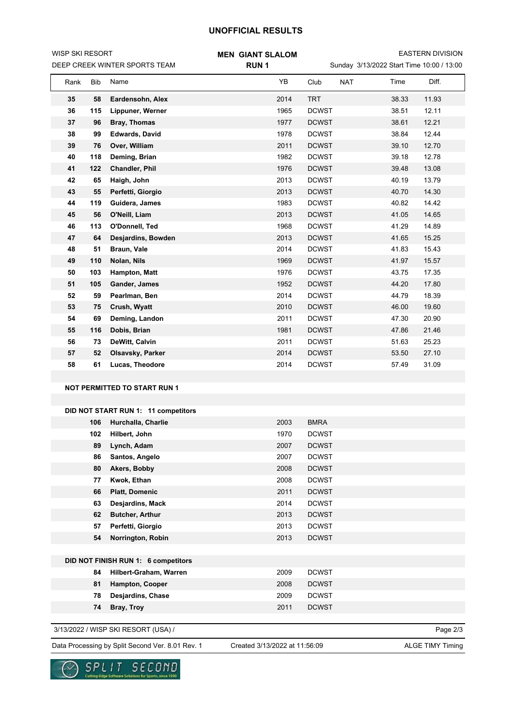# UNOFFICIAL RESULTS

WISP SKI RESORT
DEEP CREEK WINTER SPORTS TEAM

**MEN GIANT SLALOM**
**RUN 1**

EASTERN DIVISION
Sunday 3/13/2022 Start Time 10:00 / 13:00

| Rank | Bib | Name | YB | Club | NAT | Time | Diff. |
|---|---|---|---|---|---|---|---|
| 35 | 58 | **Eardensohn, Alex** | 2014 | TRT | | 38.33 | 11.93 |
| 36 | 115 | **Lippuner, Werner** | 1965 | DCWST | | 38.51 | 12.11 |
| 37 | 96 | **Bray, Thomas** | 1977 | DCWST | | 38.61 | 12.21 |
| 38 | 99 | **Edwards, David** | 1978 | DCWST | | 38.84 | 12.44 |
| 39 | 76 | **Over, William** | 2011 | DCWST | | 39.10 | 12.70 |
| 40 | 118 | **Deming, Brian** | 1982 | DCWST | | 39.18 | 12.78 |
| 41 | 122 | **Chandler, Phil** | 1976 | DCWST | | 39.48 | 13.08 |
| 42 | 65 | **Haigh, John** | 2013 | DCWST | | 40.19 | 13.79 |
| 43 | 55 | **Perfetti, Giorgio** | 2013 | DCWST | | 40.70 | 14.30 |
| 44 | 119 | **Guidera, James** | 1983 | DCWST | | 40.82 | 14.42 |
| 45 | 56 | **O'Neill, Liam** | 2013 | DCWST | | 41.05 | 14.65 |
| 46 | 113 | **O'Donnell, Ted** | 1968 | DCWST | | 41.29 | 14.89 |
| 47 | 64 | **Desjardins, Bowden** | 2013 | DCWST | | 41.65 | 15.25 |
| 48 | 51 | **Braun, Vale** | 2014 | DCWST | | 41.83 | 15.43 |
| 49 | 110 | **Nolan, Nils** | 1969 | DCWST | | 41.97 | 15.57 |
| 50 | 103 | **Hampton, Matt** | 1976 | DCWST | | 43.75 | 17.35 |
| 51 | 105 | **Gander, James** | 1952 | DCWST | | 44.20 | 17.80 |
| 52 | 59 | **Pearlman, Ben** | 2014 | DCWST | | 44.79 | 18.39 |
| 53 | 75 | **Crush, Wyatt** | 2010 | DCWST | | 46.00 | 19.60 |
| 54 | 69 | **Deming, Landon** | 2011 | DCWST | | 47.30 | 20.90 |
| 55 | 116 | **Dobis, Brian** | 1981 | DCWST | | 47.86 | 21.46 |
| 56 | 73 | **DeWitt, Calvin** | 2011 | DCWST | | 51.63 | 25.23 |
| 57 | 52 | **Olsavsky, Parker** | 2014 | DCWST | | 53.50 | 27.10 |
| 58 | 61 | **Lucas, Theodore** | 2014 | DCWST | | 57.49 | 31.09 |

**NOT PERMITTED TO START RUN 1**

**DID NOT START RUN 1: 11 competitors**

| Bib | Name | YB | Club |
|---|---|---|---|
| 106 | **Hurchalla, Charlie** | 2003 | BMRA |
| 102 | **Hilbert, John** | 1970 | DCWST |
| 89 | **Lynch, Adam** | 2007 | DCWST |
| 86 | **Santos, Angelo** | 2007 | DCWST |
| 80 | **Akers, Bobby** | 2008 | DCWST |
| 77 | **Kwok, Ethan** | 2008 | DCWST |
| 66 | **Platt, Domenic** | 2011 | DCWST |
| 63 | **Desjardins, Mack** | 2014 | DCWST |
| 62 | **Butcher, Arthur** | 2013 | DCWST |
| 57 | **Perfetti, Giorgio** | 2013 | DCWST |
| 54 | **Norrington, Robin** | 2013 | DCWST |

**DID NOT FINISH RUN 1: 6 competitors**

| Bib | Name | YB | Club |
|---|---|---|---|
| 84 | **Hilbert-Graham, Warren** | 2009 | DCWST |
| 81 | **Hampton, Cooper** | 2008 | DCWST |
| 78 | **Desjardins, Chase** | 2009 | DCWST |
| 74 | **Bray, Troy** | 2011 | DCWST |

3/13/2022 / WISP SKI RESORT (USA) /

Data Processing by Split Second Ver. 8.01 Rev. 1 — Created 3/13/2022 at 11:56:09 — ALGE TIMY Timing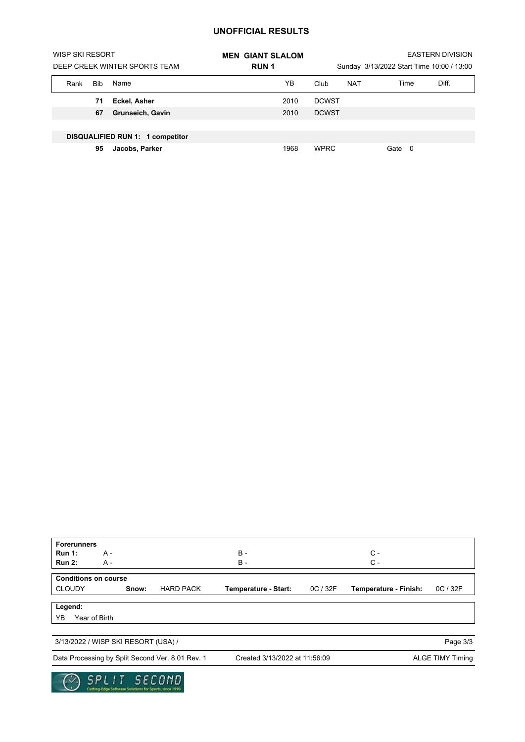## UNOFFICIAL RESULTS

WISP SKI RESORT
DEEP CREEK WINTER SPORTS TEAM

**MEN GIANT SLALOM**
**RUN 1**

EASTERN DIVISION
Sunday 3/13/2022 Start Time 10:00 / 13:00

| Rank | Bib | Name | YB | Club | NAT | Time | Diff. |
|---|---|---|---|---|---|---|---|
| | **71** | **Eckel, Asher** | 2010 | DCWST | | | |
| | **67** | **Grunseich, Gavin** | 2010 | DCWST | | | |
| **DISQUALIFIED RUN 1: 1 competitor** | | | | | | | |
| | **95** | **Jacobs, Parker** | 1968 | WPRC | | Gate 0 | |

| **Forerunners** | | | |
|---|---|---|---|
| **Run 1:** | A - | B - | C - |
| **Run 2:** | A - | B - | C - |

| **Conditions on course** | | | | | | |
|---|---|---|---|---|---|---|
| CLOUDY | **Snow:** | HARD PACK | **Temperature - Start:** | 0C / 32F | **Temperature - Finish:** | 0C / 32F |

**Legend:**
YB Year of Birth

3/13/2022 / WISP SKI RESORT (USA) /

Data Processing by Split Second Ver. 8.01 Rev. 1 | Created 3/13/2022 at 11:56:09 | ALGE TIMY Timing

SPLIT SECOND
Cutting-Edge Software Solutions for Sports, since 1990